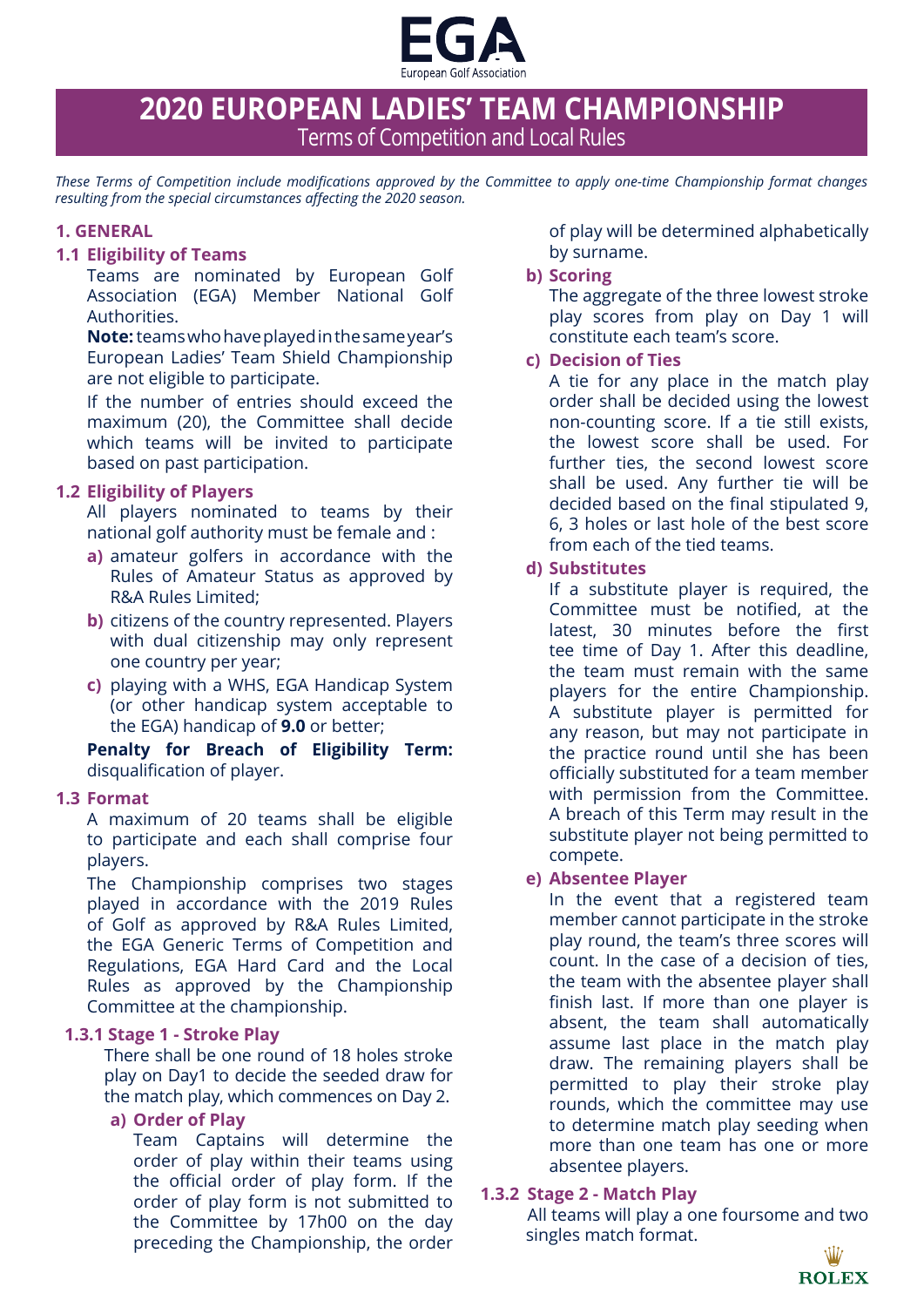EGA
European Golf Association

# 2020 EUROPEAN LADIES' TEAM CHAMPIONSHIP

Terms of Competition and Local Rules

*These Terms of Competition include modifications approved by the Committee to apply one-time Championship format changes resulting from the special circumstances affecting the 2020 season.*

## 1. GENERAL

### 1.1 Eligibility of Teams

Teams are nominated by European Golf Association (EGA) Member National Golf Authorities.

**Note:** teams who have played in the same year's European Ladies' Team Shield Championship are not eligible to participate.

If the number of entries should exceed the maximum (20), the Committee shall decide which teams will be invited to participate based on past participation.

### 1.2 Eligibility of Players

All players nominated to teams by their national golf authority must be female and :

- **a)** amateur golfers in accordance with the Rules of Amateur Status as approved by R&A Rules Limited;
- **b)** citizens of the country represented. Players with dual citizenship may only represent one country per year;
- **c)** playing with a WHS, EGA Handicap System (or other handicap system acceptable to the EGA) handicap of **9.0** or better;

**Penalty for Breach of Eligibility Term:** disqualification of player.

### 1.3 Format

A maximum of 20 teams shall be eligible to participate and each shall comprise four players.

The Championship comprises two stages played in accordance with the 2019 Rules of Golf as approved by R&A Rules Limited, the EGA Generic Terms of Competition and Regulations, EGA Hard Card and the Local Rules as approved by the Championship Committee at the championship.

#### 1.3.1 Stage 1 - Stroke Play

There shall be one round of 18 holes stroke play on Day1 to decide the seeded draw for the match play, which commences on Day 2.

**a) Order of Play**

Team Captains will determine the order of play within their teams using the official order of play form. If the order of play form is not submitted to the Committee by 17h00 on the day preceding the Championship, the order of play will be determined alphabetically by surname.

**b) Scoring**

The aggregate of the three lowest stroke play scores from play on Day 1 will constitute each team's score.

**c) Decision of Ties**

A tie for any place in the match play order shall be decided using the lowest non-counting score. If a tie still exists, the lowest score shall be used. For further ties, the second lowest score shall be used. Any further tie will be decided based on the final stipulated 9, 6, 3 holes or last hole of the best score from each of the tied teams.

**d) Substitutes**

If a substitute player is required, the Committee must be notified, at the latest, 30 minutes before the first tee time of Day 1. After this deadline, the team must remain with the same players for the entire Championship. A substitute player is permitted for any reason, but may not participate in the practice round until she has been officially substituted for a team member with permission from the Committee. A breach of this Term may result in the substitute player not being permitted to compete.

**e) Absentee Player**

In the event that a registered team member cannot participate in the stroke play round, the team's three scores will count. In the case of a decision of ties, the team with the absentee player shall finish last. If more than one player is absent, the team shall automatically assume last place in the match play draw. The remaining players shall be permitted to play their stroke play rounds, which the committee may use to determine match play seeding when more than one team has one or more absentee players.

#### 1.3.2 Stage 2 - Match Play

All teams will play a one foursome and two singles match format.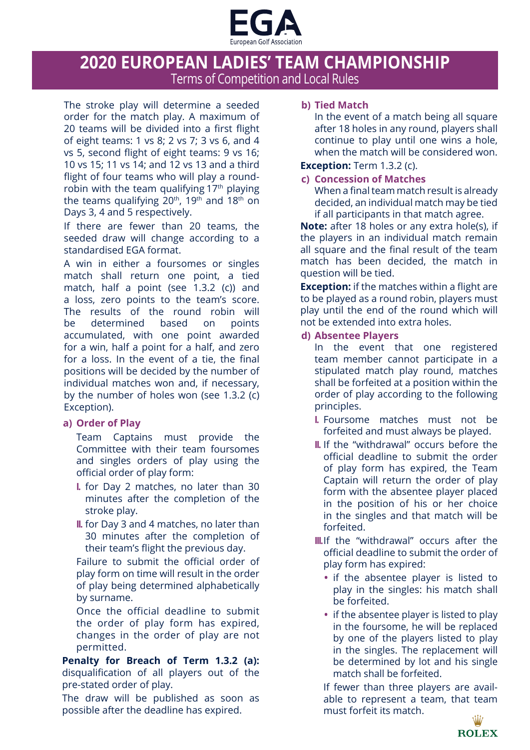# 2020 EUROPEAN LADIES' TEAM CHAMPIONSHIP

Terms of Competition and Local Rules

The stroke play will determine a seeded order for the match play. A maximum of 20 teams will be divided into a first flight of eight teams: 1 vs 8; 2 vs 7; 3 vs 6, and 4 vs 5, second flight of eight teams: 9 vs 16; 10 vs 15; 11 vs 14; and 12 vs 13 and a third flight of four teams who will play a round-robin with the team qualifying 17th playing the teams qualifying 20th, 19th and 18th on Days 3, 4 and 5 respectively.

If there are fewer than 20 teams, the seeded draw will change according to a standardised EGA format.

A win in either a foursomes or singles match shall return one point, a tied match, half a point (see 1.3.2 (c)) and a loss, zero points to the team's score. The results of the round robin will be determined based on points accumulated, with one point awarded for a win, half a point for a half, and zero for a loss. In the event of a tie, the final positions will be decided by the number of individual matches won and, if necessary, by the number of holes won (see 1.3.2 (c) Exception).

**a) Order of Play**

Team Captains must provide the Committee with their team foursomes and singles orders of play using the official order of play form:

- I. for Day 2 matches, no later than 30 minutes after the completion of the stroke play.
- II. for Day 3 and 4 matches, no later than 30 minutes after the completion of their team's flight the previous day.

Failure to submit the official order of play form on time will result in the order of play being determined alphabetically by surname.

Once the official deadline to submit the order of play form has expired, changes in the order of play are not permitted.

**Penalty for Breach of Term 1.3.2 (a):** disqualification of all players out of the pre-stated order of play.

The draw will be published as soon as possible after the deadline has expired.

**b) Tied Match**

In the event of a match being all square after 18 holes in any round, players shall continue to play until one wins a hole, when the match will be considered won.

**Exception:** Term 1.3.2 (c).

**c) Concession of Matches**

When a final team match result is already decided, an individual match may be tied if all participants in that match agree.

**Note:** after 18 holes or any extra hole(s), if the players in an individual match remain all square and the final result of the team match has been decided, the match in question will be tied.

**Exception:** if the matches within a flight are to be played as a round robin, players must play until the end of the round which will not be extended into extra holes.

**d) Absentee Players**

In the event that one registered team member cannot participate in a stipulated match play round, matches shall be forfeited at a position within the order of play according to the following principles.

- I. Foursome matches must not be forfeited and must always be played.
- II. If the "withdrawal" occurs before the official deadline to submit the order of play form has expired, the Team Captain will return the order of play form with the absentee player placed in the position of his or her choice in the singles and that match will be forfeited.
- III. If the "withdrawal" occurs after the official deadline to submit the order of play form has expired:
  - if the absentee player is listed to play in the singles: his match shall be forfeited.
  - if the absentee player is listed to play in the foursome, he will be replaced by one of the players listed to play in the singles. The replacement will be determined by lot and his single match shall be forfeited.

If fewer than three players are available to represent a team, that team must forfeit its match.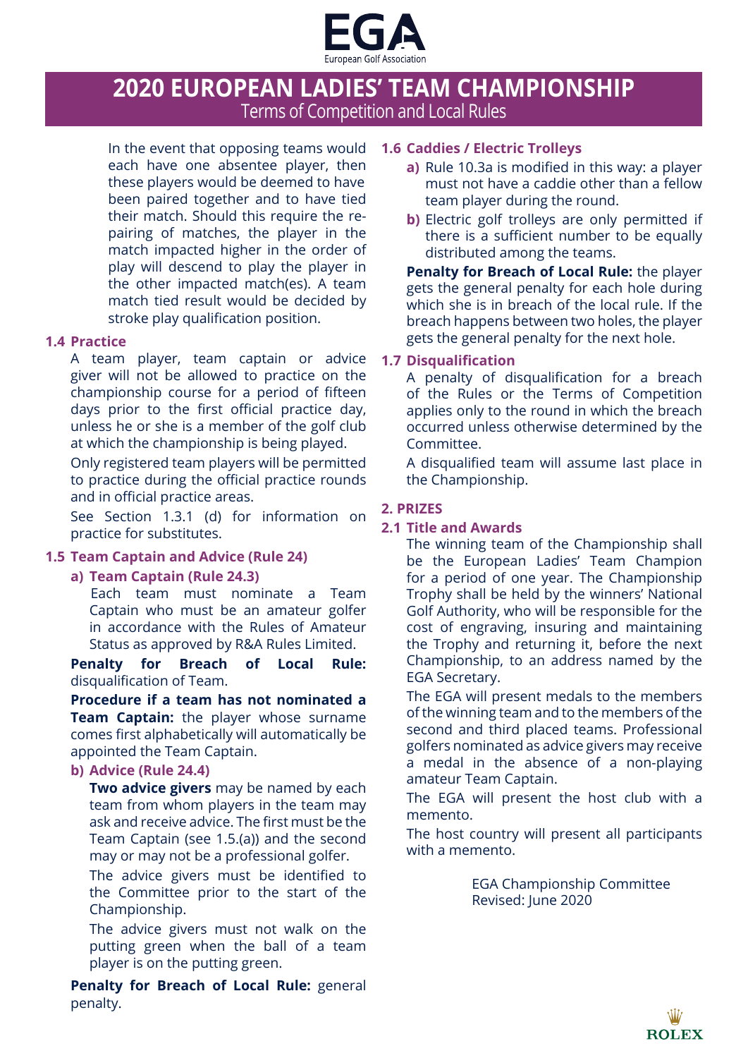# 2020 EUROPEAN LADIES' TEAM CHAMPIONSHIP

Terms of Competition and Local Rules

In the event that opposing teams would each have one absentee player, then these players would be deemed to have been paired together and to have tied their match. Should this require the re-pairing of matches, the player in the match impacted higher in the order of play will descend to play the player in the other impacted match(es). A team match tied result would be decided by stroke play qualification position.

### 1.4 Practice

A team player, team captain or advice giver will not be allowed to practice on the championship course for a period of fifteen days prior to the first official practice day, unless he or she is a member of the golf club at which the championship is being played.

Only registered team players will be permitted to practice during the official practice rounds and in official practice areas.

See Section 1.3.1 (d) for information on practice for substitutes.

### 1.5 Team Captain and Advice (Rule 24)

**a) Team Captain (Rule 24.3)**

Each team must nominate a Team Captain who must be an amateur golfer in accordance with the Rules of Amateur Status as approved by R&A Rules Limited.

**Penalty for Breach of Local Rule:** disqualification of Team.

**Procedure if a team has not nominated a Team Captain:** the player whose surname comes first alphabetically will automatically be appointed the Team Captain.

**b) Advice (Rule 24.4)**

**Two advice givers** may be named by each team from whom players in the team may ask and receive advice. The first must be the Team Captain (see 1.5.(a)) and the second may or may not be a professional golfer.

The advice givers must be identified to the Committee prior to the start of the Championship.

The advice givers must not walk on the putting green when the ball of a team player is on the putting green.

**Penalty for Breach of Local Rule:** general penalty.

### 1.6 Caddies / Electric Trolleys

**a)** Rule 10.3a is modified in this way: a player must not have a caddie other than a fellow team player during the round.

**b)** Electric golf trolleys are only permitted if there is a sufficient number to be equally distributed among the teams.

**Penalty for Breach of Local Rule:** the player gets the general penalty for each hole during which she is in breach of the local rule. If the breach happens between two holes, the player gets the general penalty for the next hole.

### 1.7 Disqualification

A penalty of disqualification for a breach of the Rules or the Terms of Competition applies only to the round in which the breach occurred unless otherwise determined by the Committee.

A disqualified team will assume last place in the Championship.

## 2. PRIZES

### 2.1 Title and Awards

The winning team of the Championship shall be the European Ladies' Team Champion for a period of one year. The Championship Trophy shall be held by the winners' National Golf Authority, who will be responsible for the cost of engraving, insuring and maintaining the Trophy and returning it, before the next Championship, to an address named by the EGA Secretary.

The EGA will present medals to the members of the winning team and to the members of the second and third placed teams. Professional golfers nominated as advice givers may receive a medal in the absence of a non-playing amateur Team Captain.

The EGA will present the host club with a memento.

The host country will present all participants with a memento.

EGA Championship Committee
Revised: June 2020